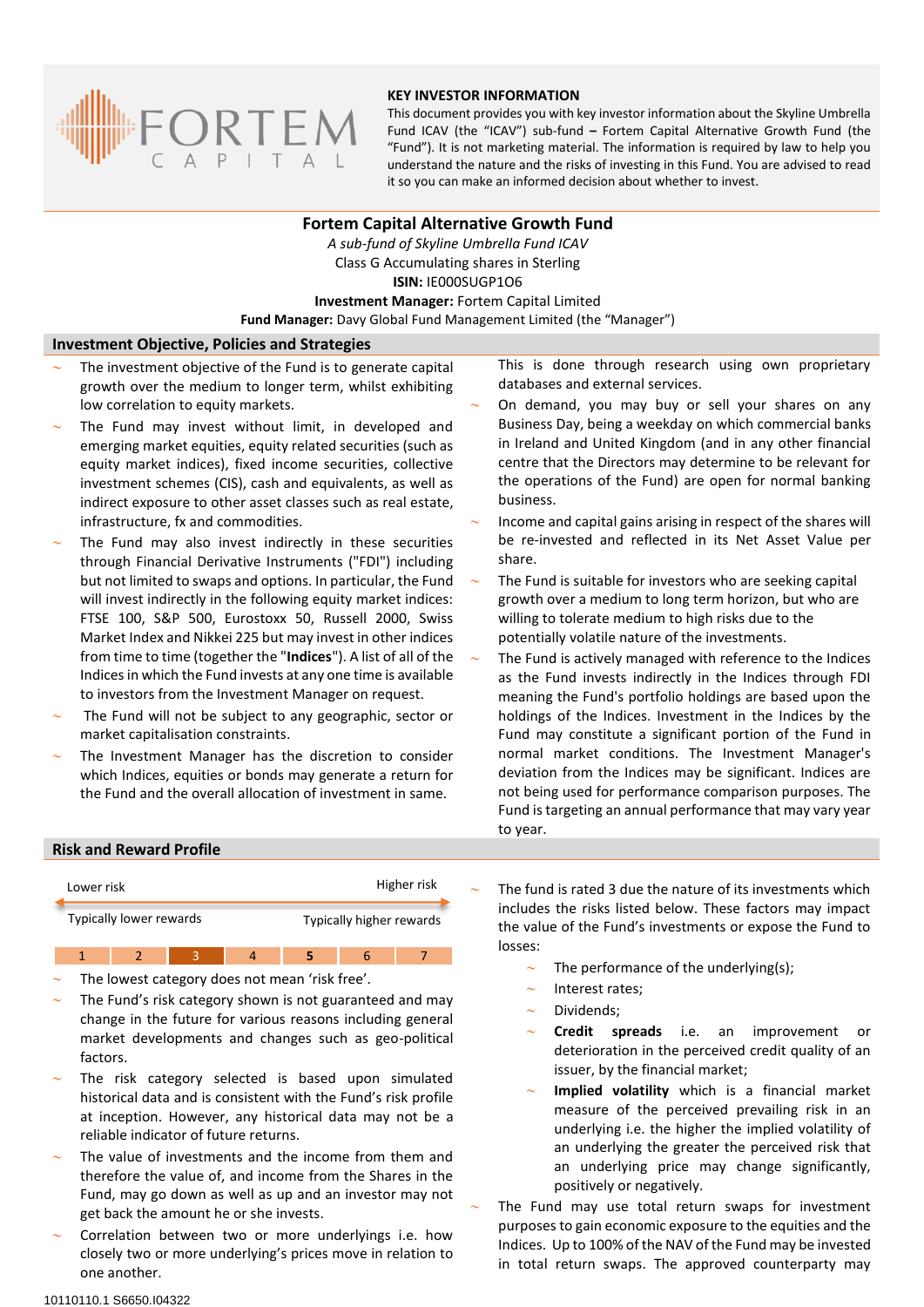FORTEM CAPITAL

**KEY INVESTOR INFORMATION**

This document provides you with key investor information about the Skyline Umbrella Fund ICAV (the "ICAV") sub-fund – Fortem Capital Alternative Growth Fund (the "Fund"). It is not marketing material. The information is required by law to help you understand the nature and the risks of investing in this Fund. You are advised to read it so you can make an informed decision about whether to invest.

# Fortem Capital Alternative Growth Fund

*A sub-fund of Skyline Umbrella Fund ICAV*

Class G Accumulating shares in Sterling

**ISIN:** IE000SUGP1O6

**Investment Manager:** Fortem Capital Limited

**Fund Manager:** Davy Global Fund Management Limited (the "Manager")

## Investment Objective, Policies and Strategies

- The investment objective of the Fund is to generate capital growth over the medium to longer term, whilst exhibiting low correlation to equity markets.
- The Fund may invest without limit, in developed and emerging market equities, equity related securities (such as equity market indices), fixed income securities, collective investment schemes (CIS), cash and equivalents, as well as indirect exposure to other asset classes such as real estate, infrastructure, fx and commodities.
- The Fund may also invest indirectly in these securities through Financial Derivative Instruments ("FDI") including but not limited to swaps and options. In particular, the Fund will invest indirectly in the following equity market indices: FTSE 100, S&P 500, Eurostoxx 50, Russell 2000, Swiss Market Index and Nikkei 225 but may invest in other indices from time to time (together the "**Indices**"). A list of all of the Indices in which the Fund invests at any one time is available to investors from the Investment Manager on request.
- The Fund will not be subject to any geographic, sector or market capitalisation constraints.
- The Investment Manager has the discretion to consider which Indices, equities or bonds may generate a return for the Fund and the overall allocation of investment in same. This is done through research using own proprietary databases and external services.
- On demand, you may buy or sell your shares on any Business Day, being a weekday on which commercial banks in Ireland and United Kingdom (and in any other financial centre that the Directors may determine to be relevant for the operations of the Fund) are open for normal banking business.
- Income and capital gains arising in respect of the shares will be re-invested and reflected in its Net Asset Value per share.
- The Fund is suitable for investors who are seeking capital growth over a medium to long term horizon, but who are willing to tolerate medium to high risks due to the potentially volatile nature of the investments.
- The Fund is actively managed with reference to the Indices as the Fund invests indirectly in the Indices through FDI meaning the Fund's portfolio holdings are based upon the holdings of the Indices. Investment in the Indices by the Fund may constitute a significant portion of the Fund in normal market conditions. The Investment Manager's deviation from the Indices may be significant. Indices are not being used for performance comparison purposes. The Fund is targeting an annual performance that may vary year to year.

## Risk and Reward Profile

| Lower risk | | | | | | Higher risk |
|---|---|---|---|---|---|---|
| Typically lower rewards | | | | | | Typically higher rewards |
| 1 | 2 | **3** | 4 | 5 | 6 | 7 |

- The lowest category does not mean 'risk free'.
- The Fund's risk category shown is not guaranteed and may change in the future for various reasons including general market developments and changes such as geo-political factors.
- The risk category selected is based upon simulated historical data and is consistent with the Fund's risk profile at inception. However, any historical data may not be a reliable indicator of future returns.
- The value of investments and the income from them and therefore the value of, and income from the Shares in the Fund, may go down as well as up and an investor may not get back the amount he or she invests.
- Correlation between two or more underlyings i.e. how closely two or more underlying's prices move in relation to one another.
- The fund is rated 3 due the nature of its investments which includes the risks listed below. These factors may impact the value of the Fund's investments or expose the Fund to losses:
  - The performance of the underlying(s);
  - Interest rates;
  - Dividends;
  - **Credit spreads** i.e. an improvement or deterioration in the perceived credit quality of an issuer, by the financial market;
  - **Implied volatility** which is a financial market measure of the perceived prevailing risk in an underlying i.e. the higher the implied volatility of an underlying the greater the perceived risk that an underlying price may change significantly, positively or negatively.
- The Fund may use total return swaps for investment purposes to gain economic exposure to the equities and the Indices. Up to 100% of the NAV of the Fund may be invested in total return swaps. The approved counterparty may

10110110.1 S6650.I04322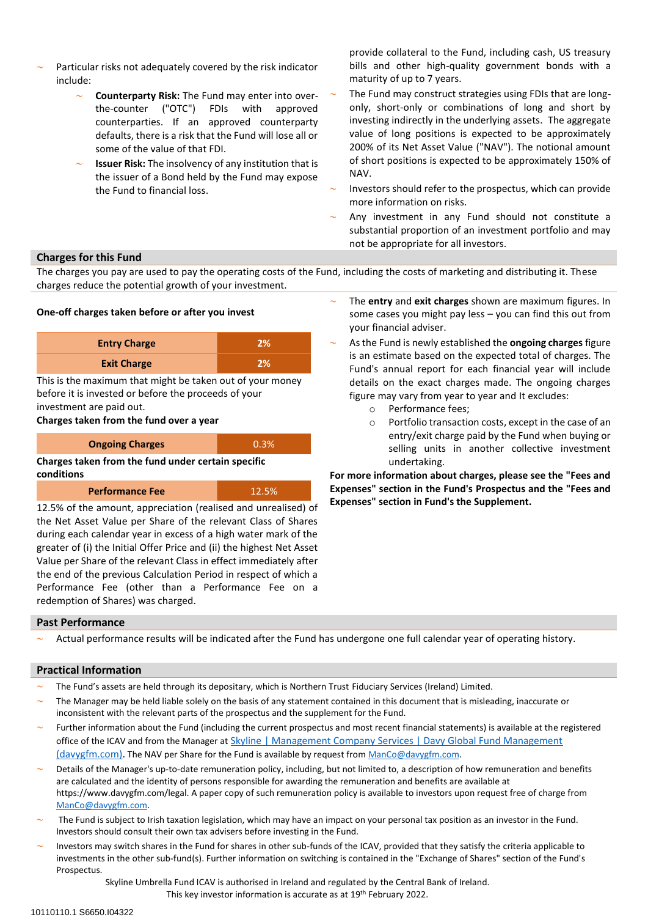- Particular risks not adequately covered by the risk indicator include:
  - **Counterparty Risk:** The Fund may enter into over-the-counter ("OTC") FDIs with approved counterparties. If an approved counterparty defaults, there is a risk that the Fund will lose all or some of the value of that FDI.
  - **Issuer Risk:** The insolvency of any institution that is the issuer of a Bond held by the Fund may expose the Fund to financial loss.

provide collateral to the Fund, including cash, US treasury bills and other high-quality government bonds with a maturity of up to 7 years.

- The Fund may construct strategies using FDIs that are long-only, short-only or combinations of long and short by investing indirectly in the underlying assets. The aggregate value of long positions is expected to be approximately 200% of its Net Asset Value ("NAV"). The notional amount of short positions is expected to be approximately 150% of NAV.
- Investors should refer to the prospectus, which can provide more information on risks.
- Any investment in any Fund should not constitute a substantial proportion of an investment portfolio and may not be appropriate for all investors.

## Charges for this Fund

The charges you pay are used to pay the operating costs of the Fund, including the costs of marketing and distributing it. These charges reduce the potential growth of your investment.

**One-off charges taken before or after you invest**

| | |
|---|---|
| **Entry Charge** | **2%** |
| **Exit Charge** | **2%** |

This is the maximum that might be taken out of your money before it is invested or before the proceeds of your investment are paid out.

**Charges taken from the fund over a year**

| | |
|---|---|
| **Ongoing Charges** | 0.3% |

**Charges taken from the fund under certain specific conditions**

| | |
|---|---|
| **Performance Fee** | 12.5% |

12.5% of the amount, appreciation (realised and unrealised) of the Net Asset Value per Share of the relevant Class of Shares during each calendar year in excess of a high water mark of the greater of (i) the Initial Offer Price and (ii) the highest Net Asset Value per Share of the relevant Class in effect immediately after the end of the previous Calculation Period in respect of which a Performance Fee (other than a Performance Fee on a redemption of Shares) was charged.

- The **entry** and **exit charges** shown are maximum figures. In some cases you might pay less – you can find this out from your financial adviser.
- As the Fund is newly established the **ongoing charges** figure is an estimate based on the expected total of charges. The Fund's annual report for each financial year will include details on the exact charges made. The ongoing charges figure may vary from year to year and It excludes:
  - Performance fees;
  - Portfolio transaction costs, except in the case of an entry/exit charge paid by the Fund when buying or selling units in another collective investment undertaking.

**For more information about charges, please see the "Fees and Expenses" section in the Fund's Prospectus and the "Fees and Expenses" section in Fund's the Supplement.**

## Past Performance

- Actual performance results will be indicated after the Fund has undergone one full calendar year of operating history.

## Practical Information

- The Fund's assets are held through its depositary, which is Northern Trust Fiduciary Services (Ireland) Limited.
- The Manager may be held liable solely on the basis of any statement contained in this document that is misleading, inaccurate or inconsistent with the relevant parts of the prospectus and the supplement for the Fund.
- Further information about the Fund (including the current prospectus and most recent financial statements) is available at the registered office of the ICAV and from the Manager at [Skyline | Management Company Services | Davy Global Fund Management (davygfm.com)](davygfm.com). The NAV per Share for the Fund is available by request from [ManCo@davygfm.com](mailto:ManCo@davygfm.com).
- Details of the Manager's up-to-date remuneration policy, including, but not limited to, a description of how remuneration and benefits are calculated and the identity of persons responsible for awarding the remuneration and benefits are available at https://www.davygfm.com/legal. A paper copy of such remuneration policy is available to investors upon request free of charge from [ManCo@davygfm.com](mailto:ManCo@davygfm.com).
- The Fund is subject to Irish taxation legislation, which may have an impact on your personal tax position as an investor in the Fund. Investors should consult their own tax advisers before investing in the Fund.
- Investors may switch shares in the Fund for shares in other sub-funds of the ICAV, provided that they satisfy the criteria applicable to investments in the other sub-fund(s). Further information on switching is contained in the "Exchange of Shares" section of the Fund's Prospectus.

Skyline Umbrella Fund ICAV is authorised in Ireland and regulated by the Central Bank of Ireland.
This key investor information is accurate as at 19th February 2022.

10110110.1 S6650.I04322